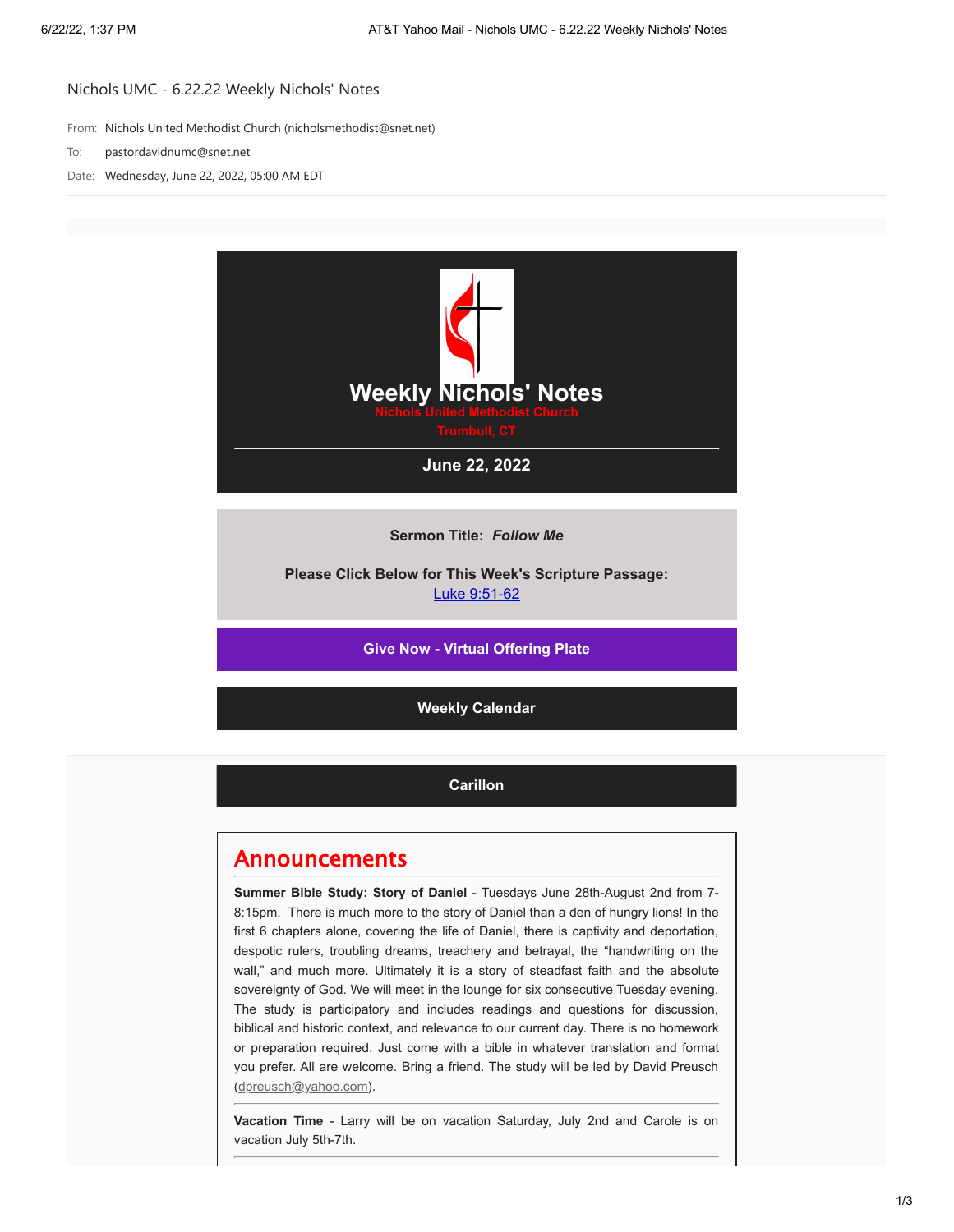# Nichols UMC - 6.22.22 Weekly Nichols' Notes

From: Nichols United Methodist Church (nicholsmethodist@snet.net)

To: pastordavidnumc@snet.net

Date: Wednesday, June 22, 2022, 05:00 AM EDT

## Weekly Nichols' Notes

**Nichols United Methodist Church**

**Trumbull, CT**

**June 22, 2022**

**Sermon Title:** ***Follow Me***

**Please Click Below for This Week's Scripture Passage:**
Luke 9:51-62

**Give Now - Virtual Offering Plate**

**Weekly Calendar**

**Carillon**

## Announcements

**Summer Bible Study: Story of Daniel** - Tuesdays June 28th-August 2nd from 7-8:15pm. There is much more to the story of Daniel than a den of hungry lions! In the first 6 chapters alone, covering the life of Daniel, there is captivity and deportation, despotic rulers, troubling dreams, treachery and betrayal, the "handwriting on the wall," and much more. Ultimately it is a story of steadfast faith and the absolute sovereignty of God. We will meet in the lounge for six consecutive Tuesday evening. The study is participatory and includes readings and questions for discussion, biblical and historic context, and relevance to our current day. There is no homework or preparation required. Just come with a bible in whatever translation and format you prefer. All are welcome. Bring a friend. The study will be led by David Preusch (dpreusch@yahoo.com).

**Vacation Time** - Larry will be on vacation Saturday, July 2nd and Carole is on vacation July 5th-7th.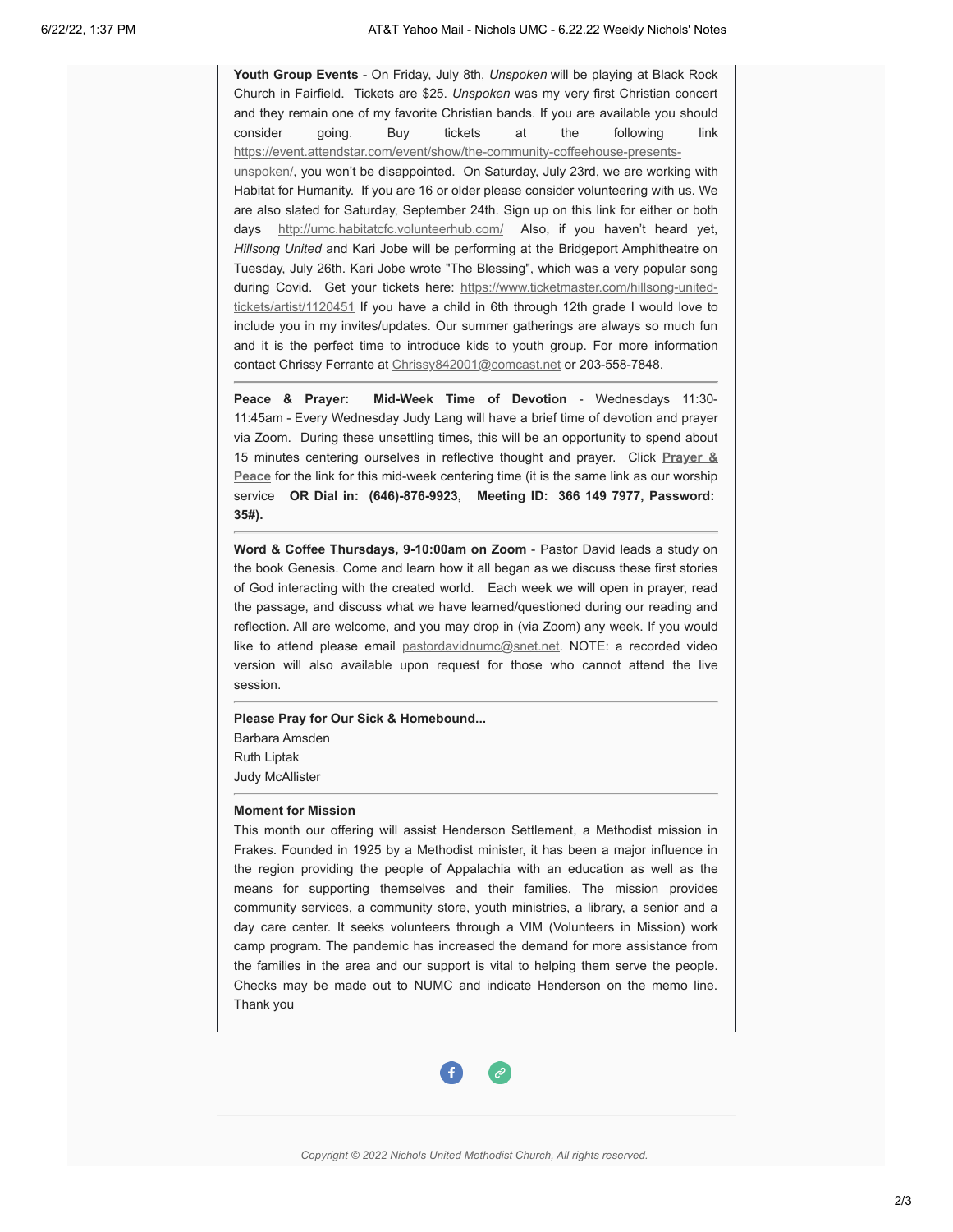**Youth Group Events** - On Friday, July 8th, *Unspoken* will be playing at Black Rock Church in Fairfield. Tickets are $25. *Unspoken* was my very first Christian concert and they remain one of my favorite Christian bands. If you are available you should consider going. Buy tickets at the following link https://event.attendstar.com/event/show/the-community-coffeehouse-presents-unspoken/, you won't be disappointed. On Saturday, July 23rd, we are working with Habitat for Humanity. If you are 16 or older please consider volunteering with us. We are also slated for Saturday, September 24th. Sign up on this link for either or both days http://umc.habitatcfc.volunteerhub.com/ Also, if you haven't heard yet, *Hillsong United* and Kari Jobe will be performing at the Bridgeport Amphitheatre on Tuesday, July 26th. Kari Jobe wrote "The Blessing", which was a very popular song during Covid. Get your tickets here: https://www.ticketmaster.com/hillsong-united-tickets/artist/1120451 If you have a child in 6th through 12th grade I would love to include you in my invites/updates. Our summer gatherings are always so much fun and it is the perfect time to introduce kids to youth group. For more information contact Chrissy Ferrante at Chrissy842001@comcast.net or 203-558-7848.

---

**Peace & Prayer: Mid-Week Time of Devotion** - Wednesdays 11:30-11:45am - Every Wednesday Judy Lang will have a brief time of devotion and prayer via Zoom. During these unsettling times, this will be an opportunity to spend about 15 minutes centering ourselves in reflective thought and prayer. Click **Prayer & Peace** for the link for this mid-week centering time (it is the same link as our worship service **OR Dial in: (646)-876-9923, Meeting ID: 366 149 7977, Password: 35#).**

---

**Word & Coffee Thursdays, 9-10:00am on Zoom** - Pastor David leads a study on the book Genesis. Come and learn how it all began as we discuss these first stories of God interacting with the created world. Each week we will open in prayer, read the passage, and discuss what we have learned/questioned during our reading and reflection. All are welcome, and you may drop in (via Zoom) any week. If you would like to attend please email pastordavidnumc@snet.net. NOTE: a recorded video version will also available upon request for those who cannot attend the live session.

---

**Please Pray for Our Sick & Homebound...**

Barbara Amsden
Ruth Liptak
Judy McAllister

---

**Moment for Mission**

This month our offering will assist Henderson Settlement, a Methodist mission in Frakes. Founded in 1925 by a Methodist minister, it has been a major influence in the region providing the people of Appalachia with an education as well as the means for supporting themselves and their families. The mission provides community services, a community store, youth ministries, a library, a senior and a day care center. It seeks volunteers through a VIM (Volunteers in Mission) work camp program. The pandemic has increased the demand for more assistance from the families in the area and our support is vital to helping them serve the people. Checks may be made out to NUMC and indicate Henderson on the memo line. Thank you

---

*Copyright © 2022 Nichols United Methodist Church, All rights reserved.*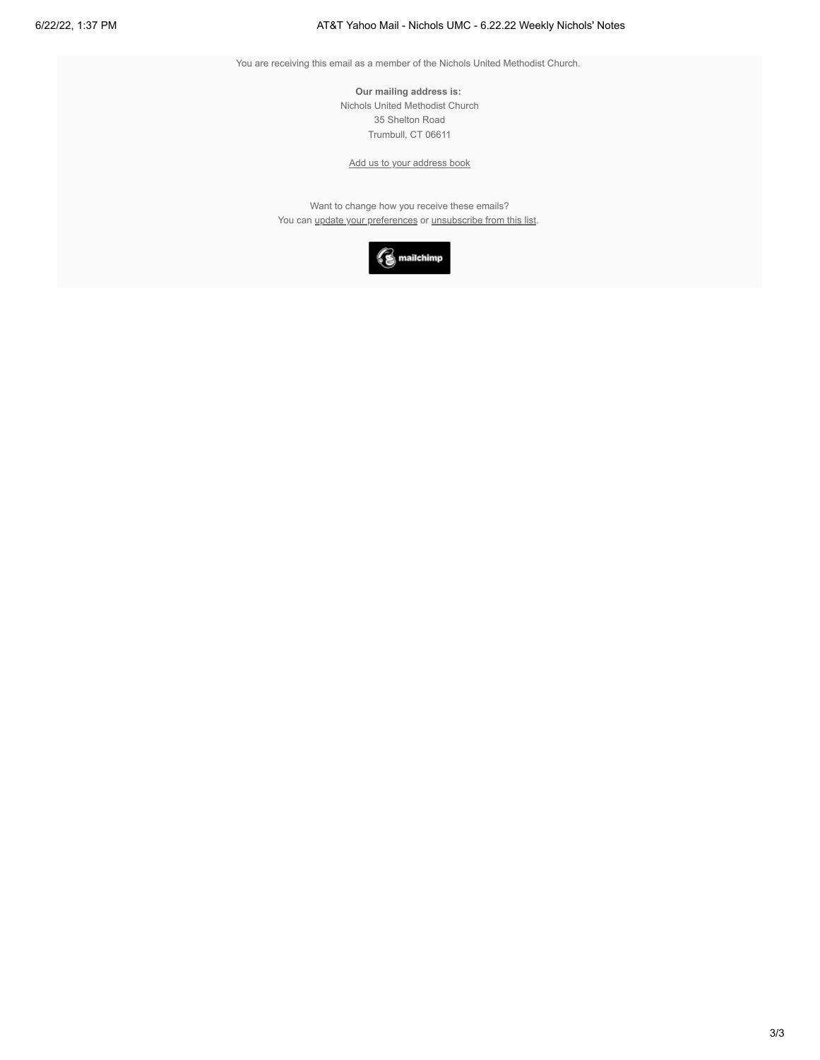You are receiving this email as a member of the Nichols United Methodist Church.

**Our mailing address is:**
Nichols United Methodist Church
35 Shelton Road
Trumbull, CT 06611

Add us to your address book

Want to change how you receive these emails?
You can update your preferences or unsubscribe from this list.

mailchimp